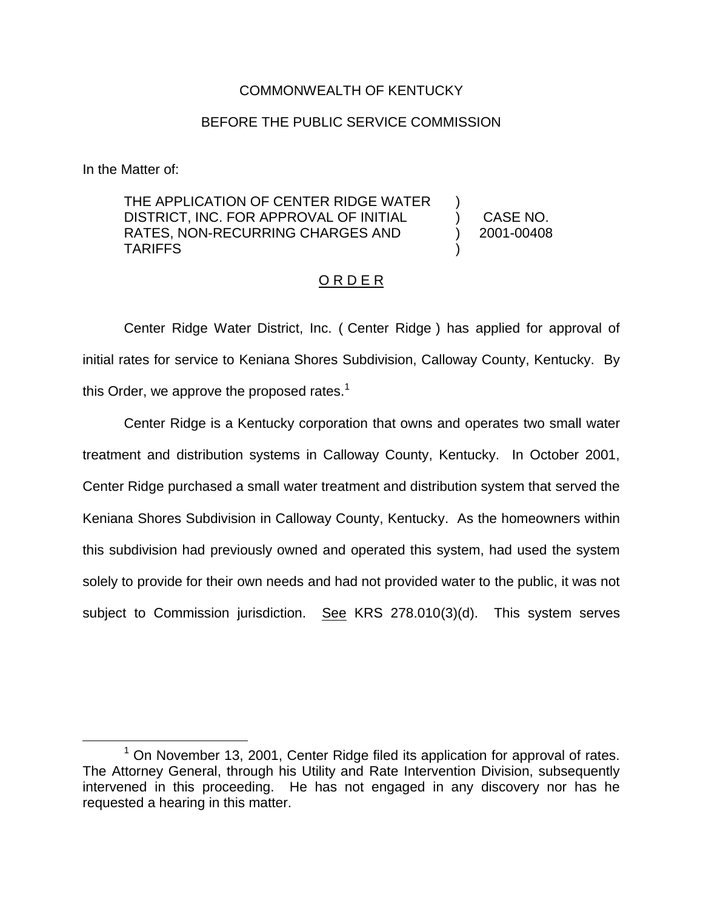COMMONWEALTH OF KENTUCKY

BEFORE THE PUBLIC SERVICE COMMISSION

In the Matter of:

| | | |
|---|---|---|
| THE APPLICATION OF CENTER RIDGE WATER DISTRICT, INC. FOR APPROVAL OF INITIAL RATES, NON-RECURRING CHARGES AND TARIFFS | ) ) ) ) | CASE NO. 2001-00408 |

O R D E R

Center Ridge Water District, Inc. ( Center Ridge ) has applied for approval of initial rates for service to Keniana Shores Subdivision, Calloway County, Kentucky. By this Order, we approve the proposed rates.[1]

Center Ridge is a Kentucky corporation that owns and operates two small water treatment and distribution systems in Calloway County, Kentucky. In October 2001, Center Ridge purchased a small water treatment and distribution system that served the Keniana Shores Subdivision in Calloway County, Kentucky. As the homeowners within this subdivision had previously owned and operated this system, had used the system solely to provide for their own needs and had not provided water to the public, it was not subject to Commission jurisdiction. See KRS 278.010(3)(d). This system serves

[1] On November 13, 2001, Center Ridge filed its application for approval of rates. The Attorney General, through his Utility and Rate Intervention Division, subsequently intervened in this proceeding. He has not engaged in any discovery nor has he requested a hearing in this matter.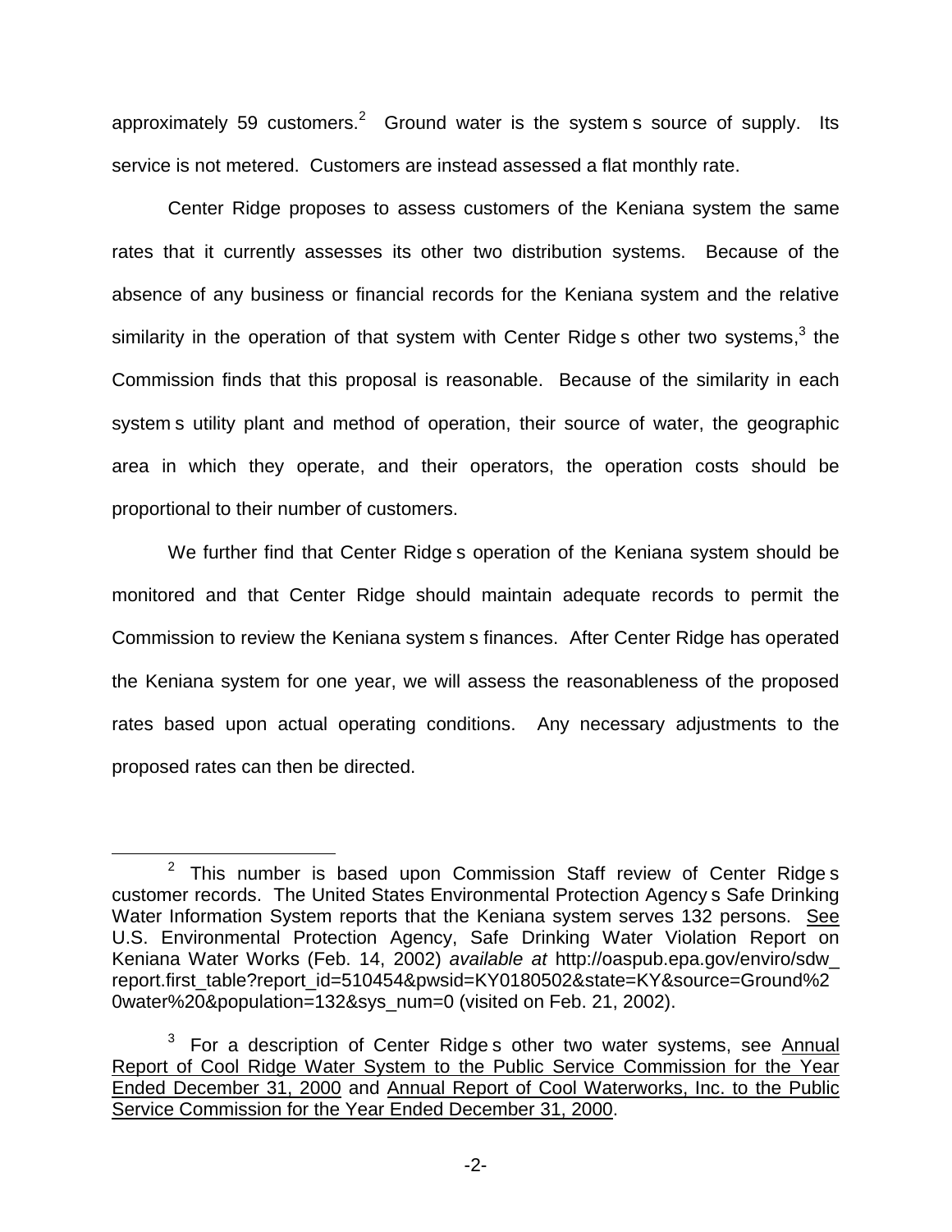approximately 59 customers.[2] Ground water is the system s source of supply. Its service is not metered. Customers are instead assessed a flat monthly rate.

Center Ridge proposes to assess customers of the Keniana system the same rates that it currently assesses its other two distribution systems. Because of the absence of any business or financial records for the Keniana system and the relative similarity in the operation of that system with Center Ridge s other two systems,[3] the Commission finds that this proposal is reasonable. Because of the similarity in each system s utility plant and method of operation, their source of water, the geographic area in which they operate, and their operators, the operation costs should be proportional to their number of customers.

We further find that Center Ridge s operation of the Keniana system should be monitored and that Center Ridge should maintain adequate records to permit the Commission to review the Keniana system s finances. After Center Ridge has operated the Keniana system for one year, we will assess the reasonableness of the proposed rates based upon actual operating conditions. Any necessary adjustments to the proposed rates can then be directed.

---

[2] This number is based upon Commission Staff review of Center Ridge s customer records. The United States Environmental Protection Agency s Safe Drinking Water Information System reports that the Keniana system serves 132 persons. See U.S. Environmental Protection Agency, Safe Drinking Water Violation Report on Keniana Water Works (Feb. 14, 2002) *available at* http://oaspub.epa.gov/enviro/sdw_report.first_table?report_id=510454&pwsid=KY0180502&state=KY&source=Ground%20water%20&population=132&sys_num=0 (visited on Feb. 21, 2002).

[3] For a description of Center Ridge s other two water systems, see Annual Report of Cool Ridge Water System to the Public Service Commission for the Year Ended December 31, 2000 and Annual Report of Cool Waterworks, Inc. to the Public Service Commission for the Year Ended December 31, 2000.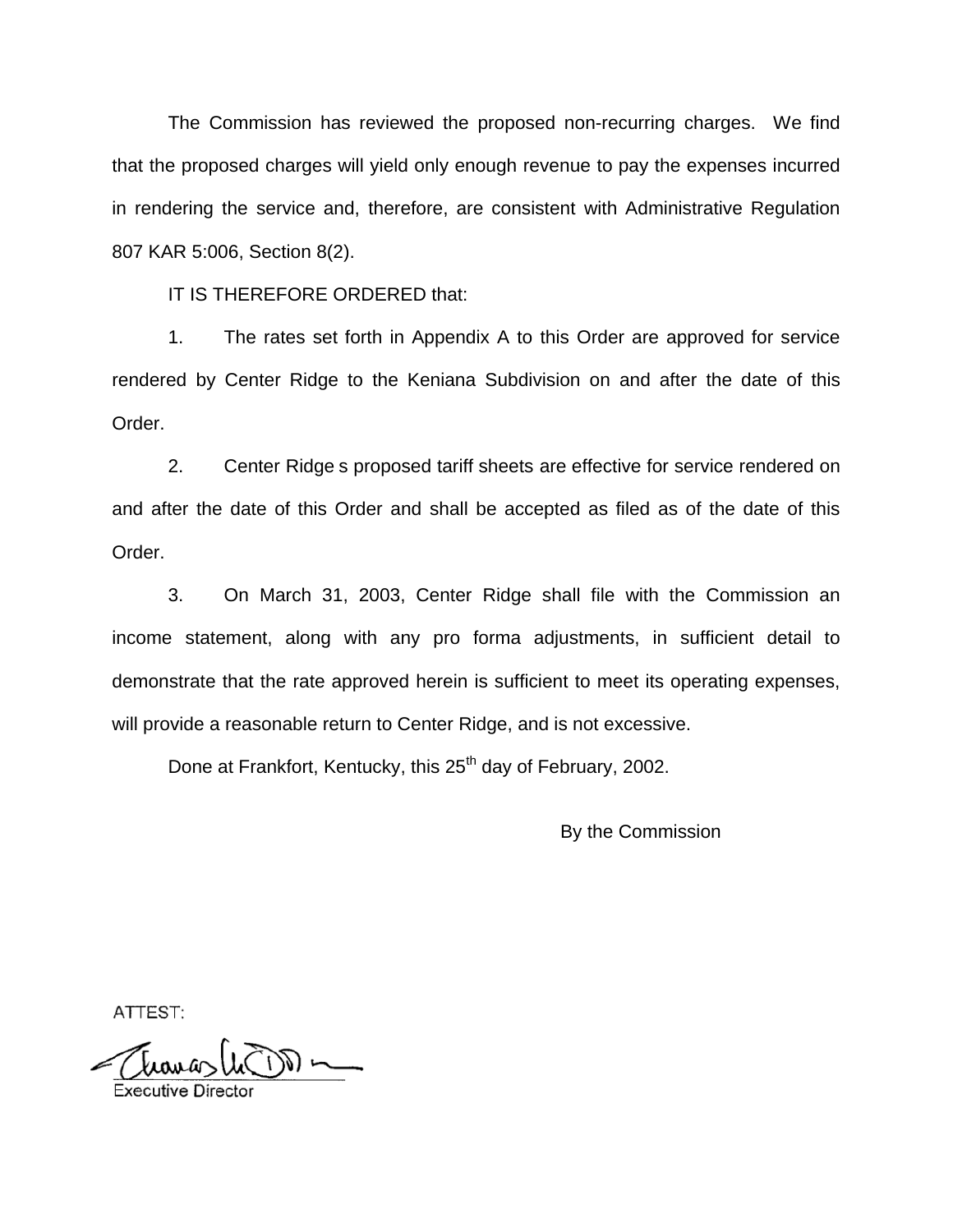The Commission has reviewed the proposed non-recurring charges. We find that the proposed charges will yield only enough revenue to pay the expenses incurred in rendering the service and, therefore, are consistent with Administrative Regulation 807 KAR 5:006, Section 8(2).

IT IS THEREFORE ORDERED that:

1. The rates set forth in Appendix A to this Order are approved for service rendered by Center Ridge to the Keniana Subdivision on and after the date of this Order.

2. Center Ridge s proposed tariff sheets are effective for service rendered on and after the date of this Order and shall be accepted as filed as of the date of this Order.

3. On March 31, 2003, Center Ridge shall file with the Commission an income statement, along with any pro forma adjustments, in sufficient detail to demonstrate that the rate approved herein is sufficient to meet its operating expenses, will provide a reasonable return to Center Ridge, and is not excessive.

Done at Frankfort, Kentucky, this 25th day of February, 2002.

By the Commission

ATTEST:

Executive Director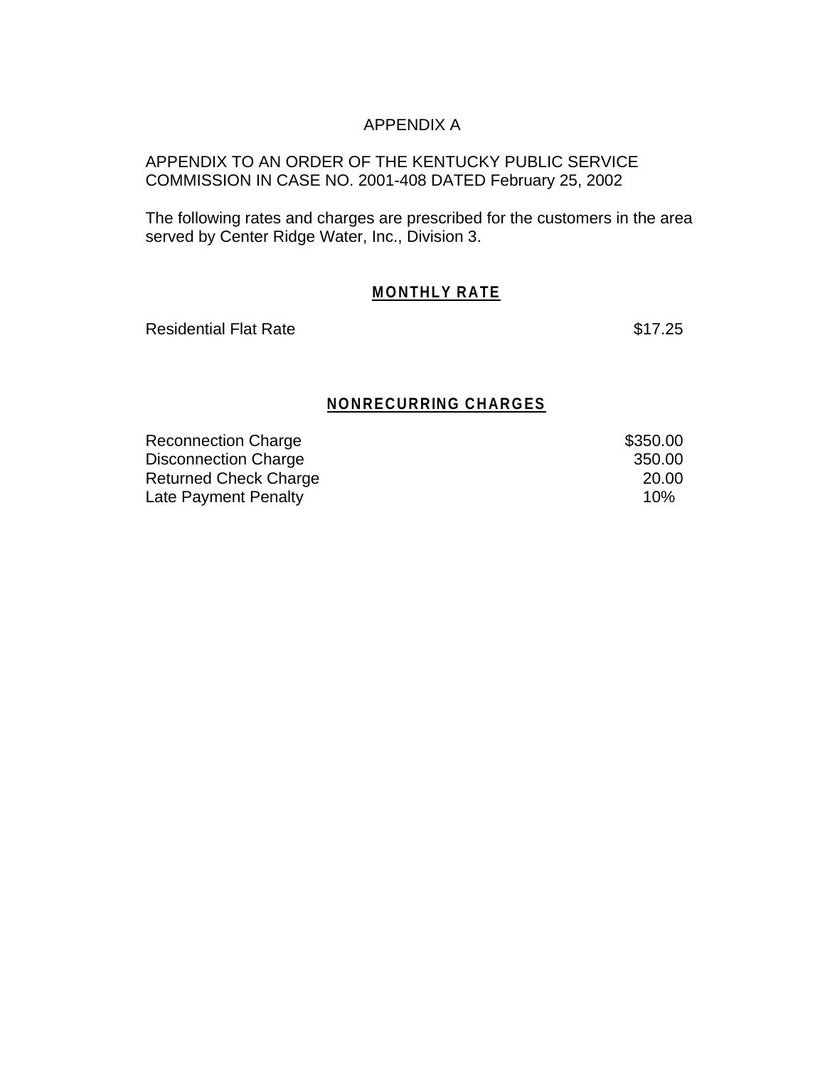# APPENDIX A

APPENDIX TO AN ORDER OF THE KENTUCKY PUBLIC SERVICE COMMISSION IN CASE NO. 2001-408 DATED February 25, 2002

The following rates and charges are prescribed for the customers in the area served by Center Ridge Water, Inc., Division 3.

## MONTHLY RATE

| | |
|---|---|
| Residential Flat Rate | \$17.25 |

## NONRECURRING CHARGES

| | |
|---|---|
| Reconnection Charge | \$350.00 |
| Disconnection Charge | 350.00 |
| Returned Check Charge | 20.00 |
| Late Payment Penalty | 10% |